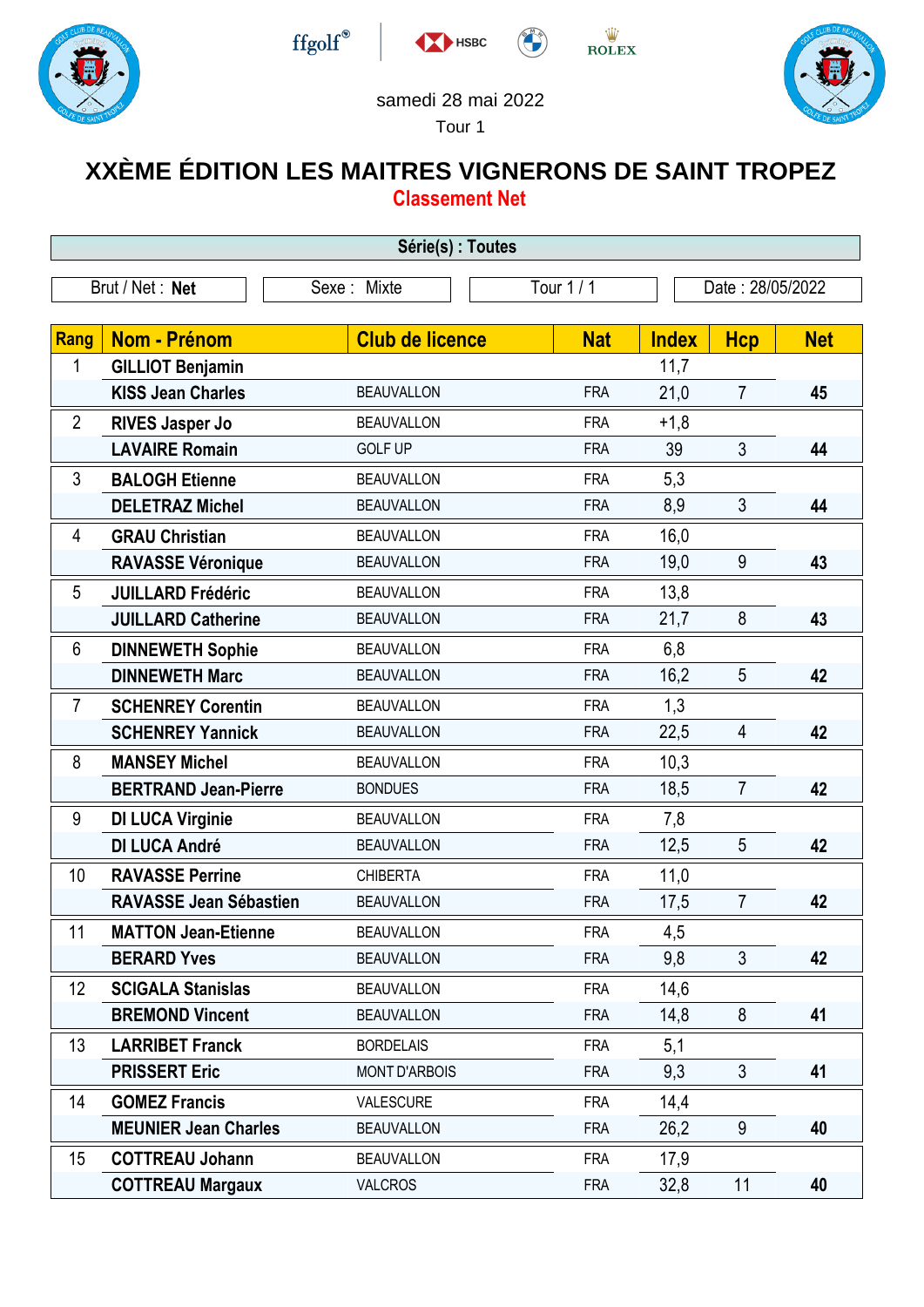ffgolf® HSBC ROLEX

samedi 28 mai 2022

Tour 1

# XXÈME ÉDITION LES MAITRES VIGNERONS DE SAINT TROPEZ

## Classement Net

**Série(s) : Toutes**

Brut / Net : **Net** | Sexe : Mixte | Tour 1 / 1 | Date : 28/05/2022

| Rang | Nom - Prénom | Club de licence | Nat | Index | Hcp | Net |
|---|---|---|---|---|---|---|
| 1 | **GILLIOT Benjamin** | | | 11,7 | | |
| | **KISS Jean Charles** | BEAUVALLON | FRA | 21,0 | 7 | **45** |
| 2 | **RIVES Jasper Jo** | BEAUVALLON | FRA | +1,8 | | |
| | **LAVAIRE Romain** | GOLF UP | FRA | 39 | 3 | **44** |
| 3 | **BALOGH Etienne** | BEAUVALLON | FRA | 5,3 | | |
| | **DELETRAZ Michel** | BEAUVALLON | FRA | 8,9 | 3 | **44** |
| 4 | **GRAU Christian** | BEAUVALLON | FRA | 16,0 | | |
| | **RAVASSE Véronique** | BEAUVALLON | FRA | 19,0 | 9 | **43** |
| 5 | **JUILLARD Frédéric** | BEAUVALLON | FRA | 13,8 | | |
| | **JUILLARD Catherine** | BEAUVALLON | FRA | 21,7 | 8 | **43** |
| 6 | **DINNEWETH Sophie** | BEAUVALLON | FRA | 6,8 | | |
| | **DINNEWETH Marc** | BEAUVALLON | FRA | 16,2 | 5 | **42** |
| 7 | **SCHENREY Corentin** | BEAUVALLON | FRA | 1,3 | | |
| | **SCHENREY Yannick** | BEAUVALLON | FRA | 22,5 | 4 | **42** |
| 8 | **MANSEY Michel** | BEAUVALLON | FRA | 10,3 | | |
| | **BERTRAND Jean-Pierre** | BONDUES | FRA | 18,5 | 7 | **42** |
| 9 | **DI LUCA Virginie** | BEAUVALLON | FRA | 7,8 | | |
| | **DI LUCA André** | BEAUVALLON | FRA | 12,5 | 5 | **42** |
| 10 | **RAVASSE Perrine** | CHIBERTA | FRA | 11,0 | | |
| | **RAVASSE Jean Sébastien** | BEAUVALLON | FRA | 17,5 | 7 | **42** |
| 11 | **MATTON Jean-Etienne** | BEAUVALLON | FRA | 4,5 | | |
| | **BERARD Yves** | BEAUVALLON | FRA | 9,8 | 3 | **42** |
| 12 | **SCIGALA Stanislas** | BEAUVALLON | FRA | 14,6 | | |
| | **BREMOND Vincent** | BEAUVALLON | FRA | 14,8 | 8 | **41** |
| 13 | **LARRIBET Franck** | BORDELAIS | FRA | 5,1 | | |
| | **PRISSERT Eric** | MONT D'ARBOIS | FRA | 9,3 | 3 | **41** |
| 14 | **GOMEZ Francis** | VALESCURE | FRA | 14,4 | | |
| | **MEUNIER Jean Charles** | BEAUVALLON | FRA | 26,2 | 9 | **40** |
| 15 | **COTTREAU Johann** | BEAUVALLON | FRA | 17,9 | | |
| | **COTTREAU Margaux** | VALCROS | FRA | 32,8 | 11 | **40** |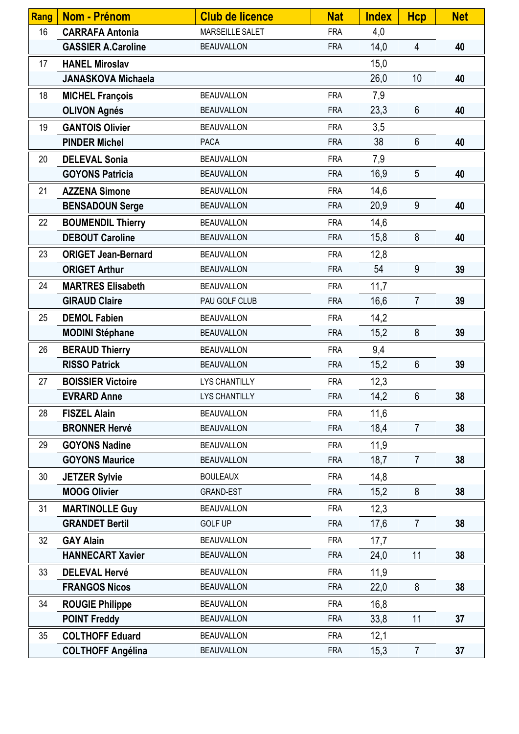| Rang | Nom - Prénom | Club de licence | Nat | Index | Hcp | Net |
|---|---|---|---|---|---|---|
| 16 | **CARRAFA Antonia** | MARSEILLE SALET | FRA | 4,0 | | |
| | **GASSIER A.Caroline** | BEAUVALLON | FRA | 14,0 | 4 | **40** |
| 17 | **HANEL Miroslav** | | | 15,0 | | |
| | **JANASKOVA Michaela** | | | 26,0 | 10 | **40** |
| 18 | **MICHEL François** | BEAUVALLON | FRA | 7,9 | | |
| | **OLIVON Agnés** | BEAUVALLON | FRA | 23,3 | 6 | **40** |
| 19 | **GANTOIS Olivier** | BEAUVALLON | FRA | 3,5 | | |
| | **PINDER Michel** | PACA | FRA | 38 | 6 | **40** |
| 20 | **DELEVAL Sonia** | BEAUVALLON | FRA | 7,9 | | |
| | **GOYONS Patricia** | BEAUVALLON | FRA | 16,9 | 5 | **40** |
| 21 | **AZZENA Simone** | BEAUVALLON | FRA | 14,6 | | |
| | **BENSADOUN Serge** | BEAUVALLON | FRA | 20,9 | 9 | **40** |
| 22 | **BOUMENDIL Thierry** | BEAUVALLON | FRA | 14,6 | | |
| | **DEBOUT Caroline** | BEAUVALLON | FRA | 15,8 | 8 | **40** |
| 23 | **ORIGET Jean-Bernard** | BEAUVALLON | FRA | 12,8 | | |
| | **ORIGET Arthur** | BEAUVALLON | FRA | 54 | 9 | **39** |
| 24 | **MARTRES Elisabeth** | BEAUVALLON | FRA | 11,7 | | |
| | **GIRAUD Claire** | PAU GOLF CLUB | FRA | 16,6 | 7 | **39** |
| 25 | **DEMOL Fabien** | BEAUVALLON | FRA | 14,2 | | |
| | **MODINI Stéphane** | BEAUVALLON | FRA | 15,2 | 8 | **39** |
| 26 | **BERAUD Thierry** | BEAUVALLON | FRA | 9,4 | | |
| | **RISSO Patrick** | BEAUVALLON | FRA | 15,2 | 6 | **39** |
| 27 | **BOISSIER Victoire** | LYS CHANTILLY | FRA | 12,3 | | |
| | **EVRARD Anne** | LYS CHANTILLY | FRA | 14,2 | 6 | **38** |
| 28 | **FISZEL Alain** | BEAUVALLON | FRA | 11,6 | | |
| | **BRONNER Hervé** | BEAUVALLON | FRA | 18,4 | 7 | **38** |
| 29 | **GOYONS Nadine** | BEAUVALLON | FRA | 11,9 | | |
| | **GOYONS Maurice** | BEAUVALLON | FRA | 18,7 | 7 | **38** |
| 30 | **JETZER Sylvie** | BOULEAUX | FRA | 14,8 | | |
| | **MOOG Olivier** | GRAND-EST | FRA | 15,2 | 8 | **38** |
| 31 | **MARTINOLLE Guy** | BEAUVALLON | FRA | 12,3 | | |
| | **GRANDET Bertil** | GOLF UP | FRA | 17,6 | 7 | **38** |
| 32 | **GAY Alain** | BEAUVALLON | FRA | 17,7 | | |
| | **HANNECART Xavier** | BEAUVALLON | FRA | 24,0 | 11 | **38** |
| 33 | **DELEVAL Hervé** | BEAUVALLON | FRA | 11,9 | | |
| | **FRANGOS Nicos** | BEAUVALLON | FRA | 22,0 | 8 | **38** |
| 34 | **ROUGIE Philippe** | BEAUVALLON | FRA | 16,8 | | |
| | **POINT Freddy** | BEAUVALLON | FRA | 33,8 | 11 | **37** |
| 35 | **COLTHOFF Eduard** | BEAUVALLON | FRA | 12,1 | | |
| | **COLTHOFF Angélina** | BEAUVALLON | FRA | 15,3 | 7 | **37** |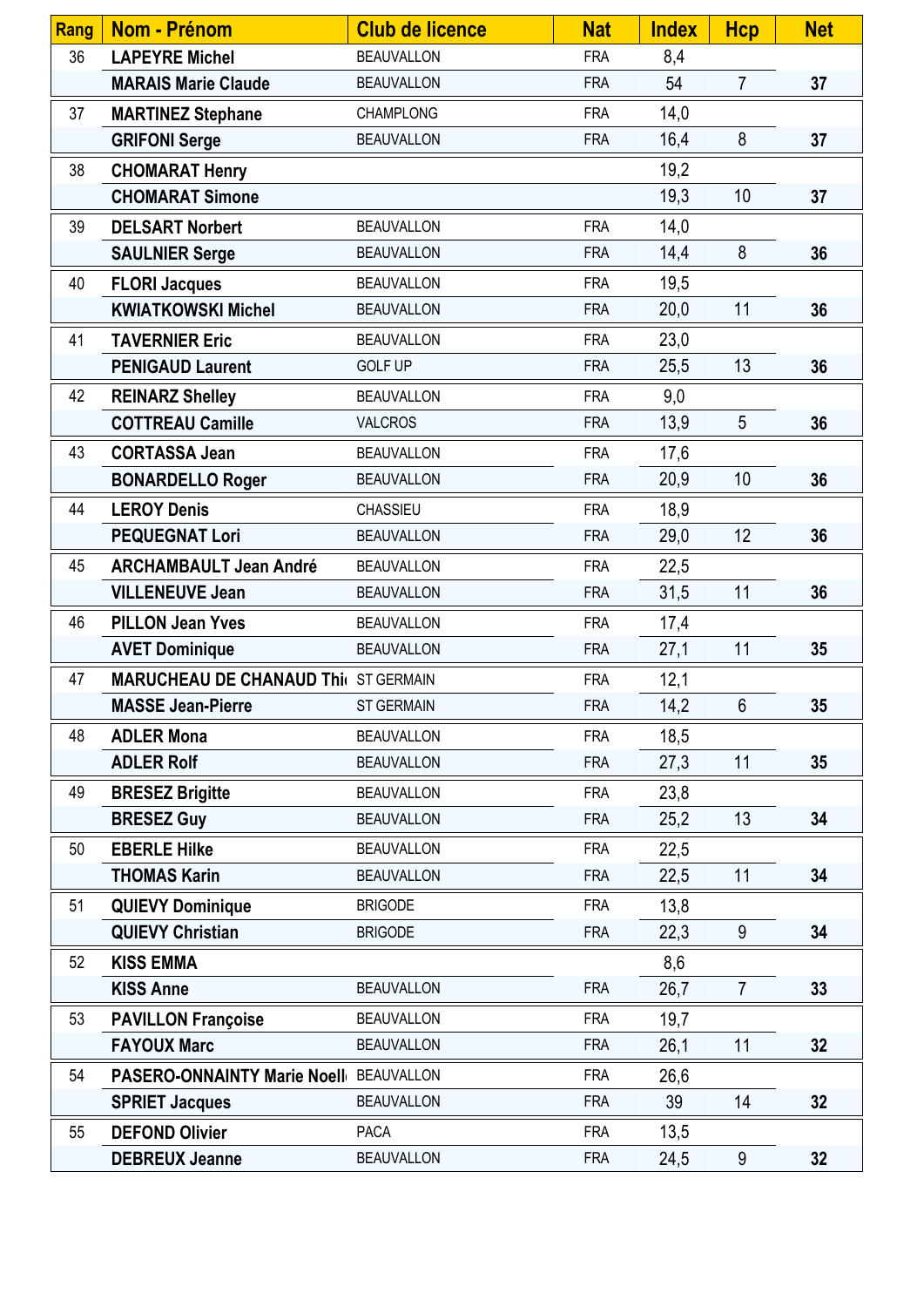| Rang | Nom - Prénom | Club de licence | Nat | Index | Hcp | Net |
|---|---|---|---|---|---|---|
| 36 | **LAPEYRE Michel** | BEAUVALLON | FRA | 8,4 | | |
| | **MARAIS Marie Claude** | BEAUVALLON | FRA | 54 | 7 | **37** |
| 37 | **MARTINEZ Stephane** | CHAMPLONG | FRA | 14,0 | | |
| | **GRIFONI Serge** | BEAUVALLON | FRA | 16,4 | 8 | **37** |
| 38 | **CHOMARAT Henry** | | | 19,2 | | |
| | **CHOMARAT Simone** | | | 19,3 | 10 | **37** |
| 39 | **DELSART Norbert** | BEAUVALLON | FRA | 14,0 | | |
| | **SAULNIER Serge** | BEAUVALLON | FRA | 14,4 | 8 | **36** |
| 40 | **FLORI Jacques** | BEAUVALLON | FRA | 19,5 | | |
| | **KWIATKOWSKI Michel** | BEAUVALLON | FRA | 20,0 | 11 | **36** |
| 41 | **TAVERNIER Eric** | BEAUVALLON | FRA | 23,0 | | |
| | **PENIGAUD Laurent** | GOLF UP | FRA | 25,5 | 13 | **36** |
| 42 | **REINARZ Shelley** | BEAUVALLON | FRA | 9,0 | | |
| | **COTTREAU Camille** | VALCROS | FRA | 13,9 | 5 | **36** |
| 43 | **CORTASSA Jean** | BEAUVALLON | FRA | 17,6 | | |
| | **BONARDELLO Roger** | BEAUVALLON | FRA | 20,9 | 10 | **36** |
| 44 | **LEROY Denis** | CHASSIEU | FRA | 18,9 | | |
| | **PEQUEGNAT Lori** | BEAUVALLON | FRA | 29,0 | 12 | **36** |
| 45 | **ARCHAMBAULT Jean André** | BEAUVALLON | FRA | 22,5 | | |
| | **VILLENEUVE Jean** | BEAUVALLON | FRA | 31,5 | 11 | **36** |
| 46 | **PILLON Jean Yves** | BEAUVALLON | FRA | 17,4 | | |
| | **AVET Dominique** | BEAUVALLON | FRA | 27,1 | 11 | **35** |
| 47 | **MARUCHEAU DE CHANAUD Thi** | ST GERMAIN | FRA | 12,1 | | |
| | **MASSE Jean-Pierre** | ST GERMAIN | FRA | 14,2 | 6 | **35** |
| 48 | **ADLER Mona** | BEAUVALLON | FRA | 18,5 | | |
| | **ADLER Rolf** | BEAUVALLON | FRA | 27,3 | 11 | **35** |
| 49 | **BRESEZ Brigitte** | BEAUVALLON | FRA | 23,8 | | |
| | **BRESEZ Guy** | BEAUVALLON | FRA | 25,2 | 13 | **34** |
| 50 | **EBERLE Hilke** | BEAUVALLON | FRA | 22,5 | | |
| | **THOMAS Karin** | BEAUVALLON | FRA | 22,5 | 11 | **34** |
| 51 | **QUIEVY Dominique** | BRIGODE | FRA | 13,8 | | |
| | **QUIEVY Christian** | BRIGODE | FRA | 22,3 | 9 | **34** |
| 52 | **KISS EMMA** | | | 8,6 | | |
| | **KISS Anne** | BEAUVALLON | FRA | 26,7 | 7 | **33** |
| 53 | **PAVILLON Françoise** | BEAUVALLON | FRA | 19,7 | | |
| | **FAYOUX Marc** | BEAUVALLON | FRA | 26,1 | 11 | **32** |
| 54 | **PASERO-ONNAINTY Marie Noell** | BEAUVALLON | FRA | 26,6 | | |
| | **SPRIET Jacques** | BEAUVALLON | FRA | 39 | 14 | **32** |
| 55 | **DEFOND Olivier** | PACA | FRA | 13,5 | | |
| | **DEBREUX Jeanne** | BEAUVALLON | FRA | 24,5 | 9 | **32** |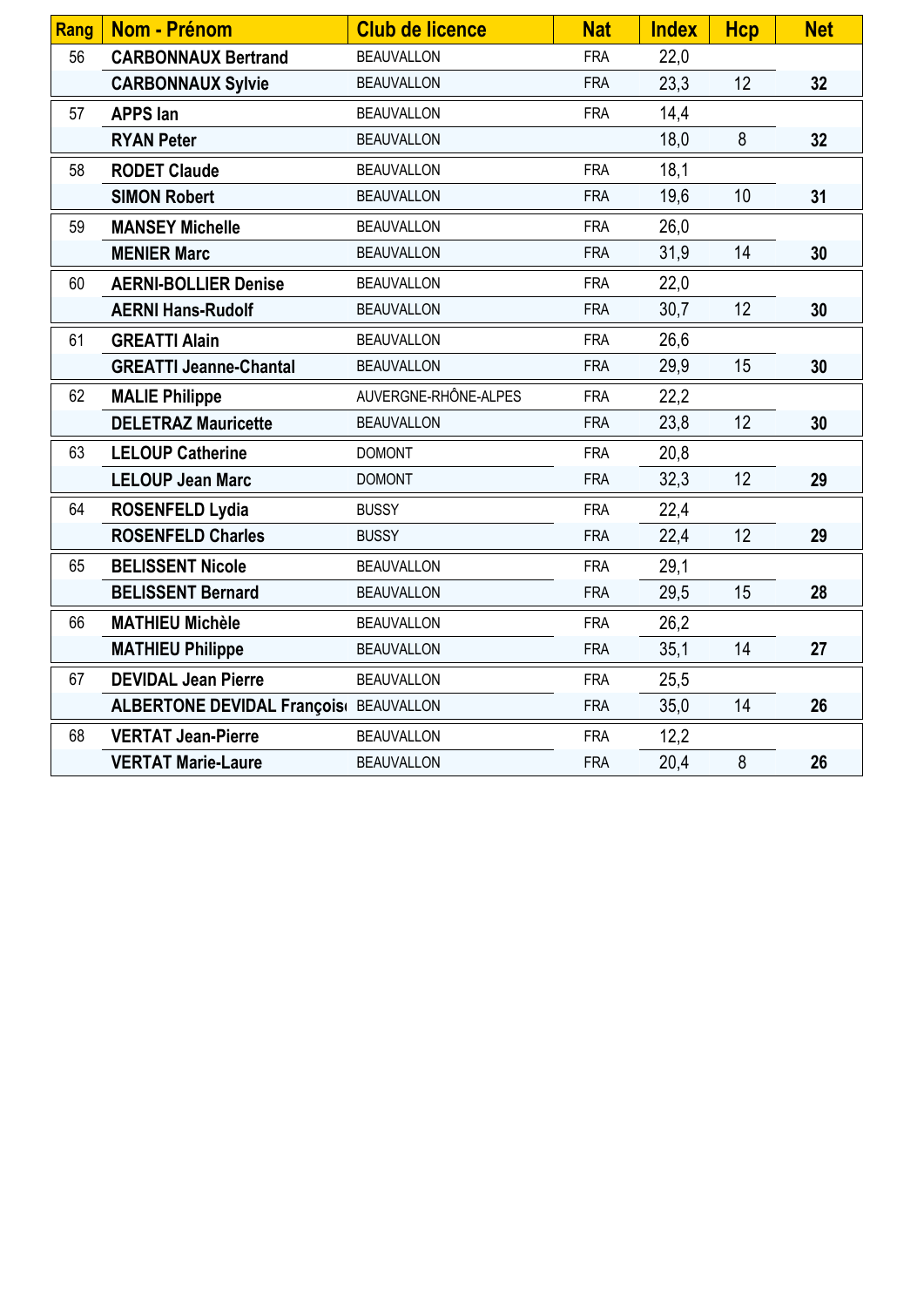| Rang | Nom - Prénom | Club de licence | Nat | Index | Hcp | Net |
|---|---|---|---|---|---|---|
| 56 | CARBONNAUX Bertrand | BEAUVALLON | FRA | 22,0 | | |
| | CARBONNAUX Sylvie | BEAUVALLON | FRA | 23,3 | 12 | 32 |
| 57 | APPS Ian | BEAUVALLON | FRA | 14,4 | | |
| | RYAN Peter | BEAUVALLON | | 18,0 | 8 | 32 |
| 58 | RODET Claude | BEAUVALLON | FRA | 18,1 | | |
| | SIMON Robert | BEAUVALLON | FRA | 19,6 | 10 | 31 |
| 59 | MANSEY Michelle | BEAUVALLON | FRA | 26,0 | | |
| | MENIER Marc | BEAUVALLON | FRA | 31,9 | 14 | 30 |
| 60 | AERNI-BOLLIER Denise | BEAUVALLON | FRA | 22,0 | | |
| | AERNI Hans-Rudolf | BEAUVALLON | FRA | 30,7 | 12 | 30 |
| 61 | GREATTI Alain | BEAUVALLON | FRA | 26,6 | | |
| | GREATTI Jeanne-Chantal | BEAUVALLON | FRA | 29,9 | 15 | 30 |
| 62 | MALIE Philippe | AUVERGNE-RHÔNE-ALPES | FRA | 22,2 | | |
| | DELETRAZ Mauricette | BEAUVALLON | FRA | 23,8 | 12 | 30 |
| 63 | LELOUP Catherine | DOMONT | FRA | 20,8 | | |
| | LELOUP Jean Marc | DOMONT | FRA | 32,3 | 12 | 29 |
| 64 | ROSENFELD Lydia | BUSSY | FRA | 22,4 | | |
| | ROSENFELD Charles | BUSSY | FRA | 22,4 | 12 | 29 |
| 65 | BELISSENT Nicole | BEAUVALLON | FRA | 29,1 | | |
| | BELISSENT Bernard | BEAUVALLON | FRA | 29,5 | 15 | 28 |
| 66 | MATHIEU Michèle | BEAUVALLON | FRA | 26,2 | | |
| | MATHIEU Philippe | BEAUVALLON | FRA | 35,1 | 14 | 27 |
| 67 | DEVIDAL Jean Pierre | BEAUVALLON | FRA | 25,5 | | |
| | ALBERTONE DEVIDAL François | BEAUVALLON | FRA | 35,0 | 14 | 26 |
| 68 | VERTAT Jean-Pierre | BEAUVALLON | FRA | 12,2 | | |
| | VERTAT Marie-Laure | BEAUVALLON | FRA | 20,4 | 8 | 26 |